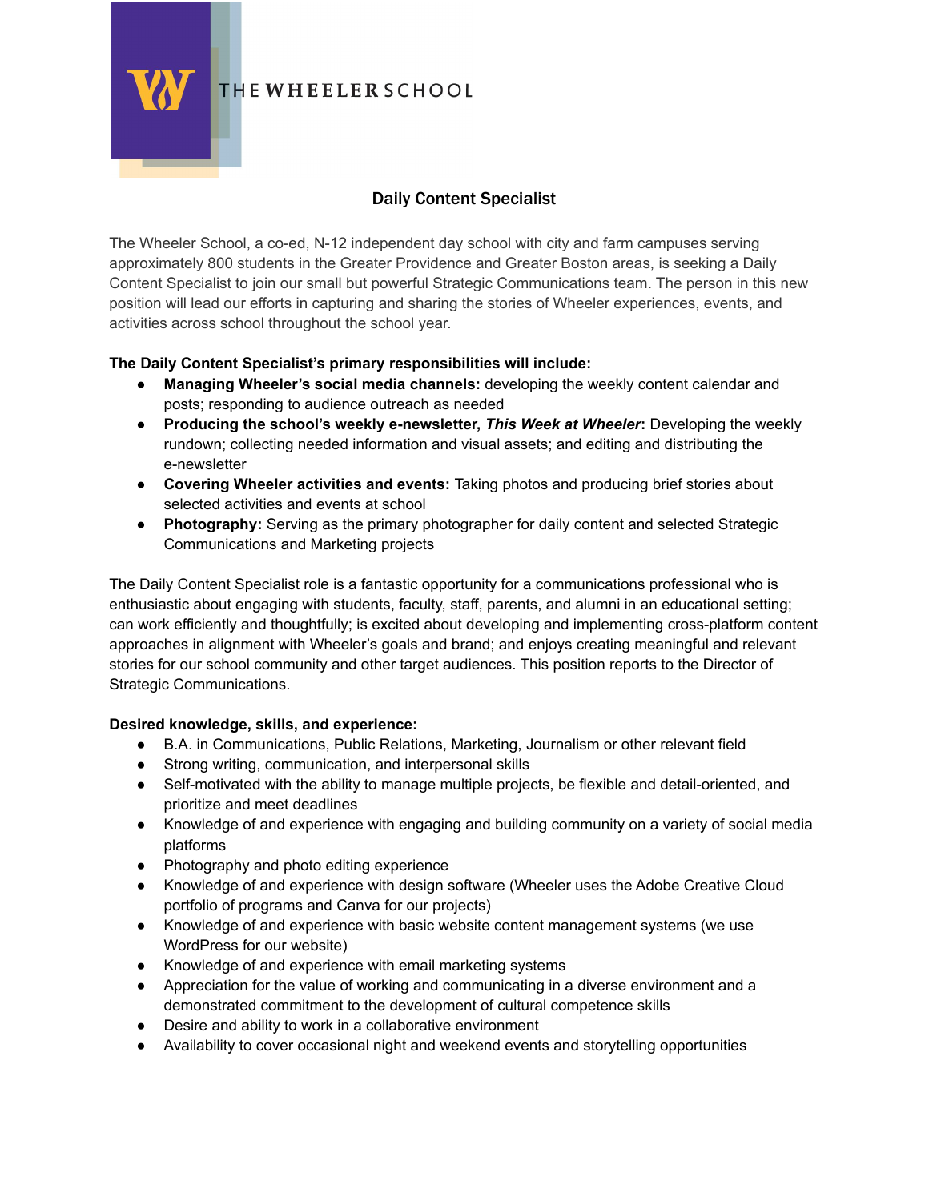THE WHEELER SCHOOL

# Daily Content Specialist

The Wheeler School, a co-ed, N-12 independent day school with city and farm campuses serving approximately 800 students in the Greater Providence and Greater Boston areas, is seeking a Daily Content Specialist to join our small but powerful Strategic Communications team. The person in this new position will lead our efforts in capturing and sharing the stories of Wheeler experiences, events, and activities across school throughout the school year.

**The Daily Content Specialist's primary responsibilities will include:**

- **Managing Wheeler's social media channels:** developing the weekly content calendar and posts; responding to audience outreach as needed
- **Producing the school's weekly e-newsletter, *This Week at Wheeler*:** Developing the weekly rundown; collecting needed information and visual assets; and editing and distributing the e-newsletter
- **Covering Wheeler activities and events:** Taking photos and producing brief stories about selected activities and events at school
- **Photography:** Serving as the primary photographer for daily content and selected Strategic Communications and Marketing projects

The Daily Content Specialist role is a fantastic opportunity for a communications professional who is enthusiastic about engaging with students, faculty, staff, parents, and alumni in an educational setting; can work efficiently and thoughtfully; is excited about developing and implementing cross-platform content approaches in alignment with Wheeler's goals and brand; and enjoys creating meaningful and relevant stories for our school community and other target audiences. This position reports to the Director of Strategic Communications.

**Desired knowledge, skills, and experience:**

- B.A. in Communications, Public Relations, Marketing, Journalism or other relevant field
- Strong writing, communication, and interpersonal skills
- Self-motivated with the ability to manage multiple projects, be flexible and detail-oriented, and prioritize and meet deadlines
- Knowledge of and experience with engaging and building community on a variety of social media platforms
- Photography and photo editing experience
- Knowledge of and experience with design software (Wheeler uses the Adobe Creative Cloud portfolio of programs and Canva for our projects)
- Knowledge of and experience with basic website content management systems (we use WordPress for our website)
- Knowledge of and experience with email marketing systems
- Appreciation for the value of working and communicating in a diverse environment and a demonstrated commitment to the development of cultural competence skills
- Desire and ability to work in a collaborative environment
- Availability to cover occasional night and weekend events and storytelling opportunities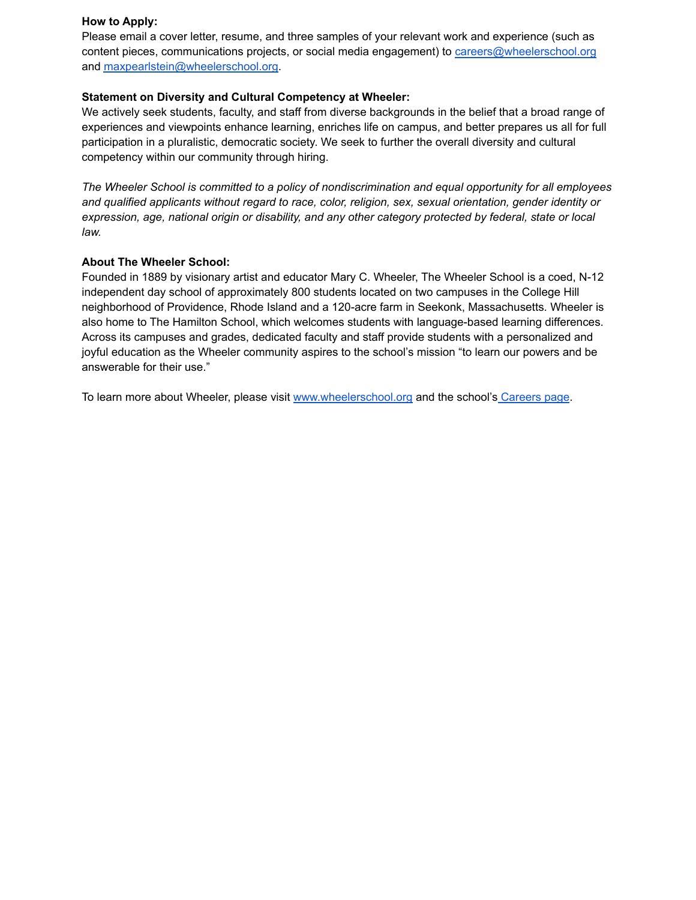**How to Apply:**

Please email a cover letter, resume, and three samples of your relevant work and experience (such as content pieces, communications projects, or social media engagement) to careers@wheelerschool.org and maxpearlstein@wheelerschool.org.

**Statement on Diversity and Cultural Competency at Wheeler:**

We actively seek students, faculty, and staff from diverse backgrounds in the belief that a broad range of experiences and viewpoints enhance learning, enriches life on campus, and better prepares us all for full participation in a pluralistic, democratic society. We seek to further the overall diversity and cultural competency within our community through hiring.

*The Wheeler School is committed to a policy of nondiscrimination and equal opportunity for all employees and qualified applicants without regard to race, color, religion, sex, sexual orientation, gender identity or expression, age, national origin or disability, and any other category protected by federal, state or local law.*

**About The Wheeler School:**

Founded in 1889 by visionary artist and educator Mary C. Wheeler, The Wheeler School is a coed, N-12 independent day school of approximately 800 students located on two campuses in the College Hill neighborhood of Providence, Rhode Island and a 120-acre farm in Seekonk, Massachusetts. Wheeler is also home to The Hamilton School, which welcomes students with language-based learning differences. Across its campuses and grades, dedicated faculty and staff provide students with a personalized and joyful education as the Wheeler community aspires to the school's mission "to learn our powers and be answerable for their use."

To learn more about Wheeler, please visit www.wheelerschool.org and the school's Careers page.